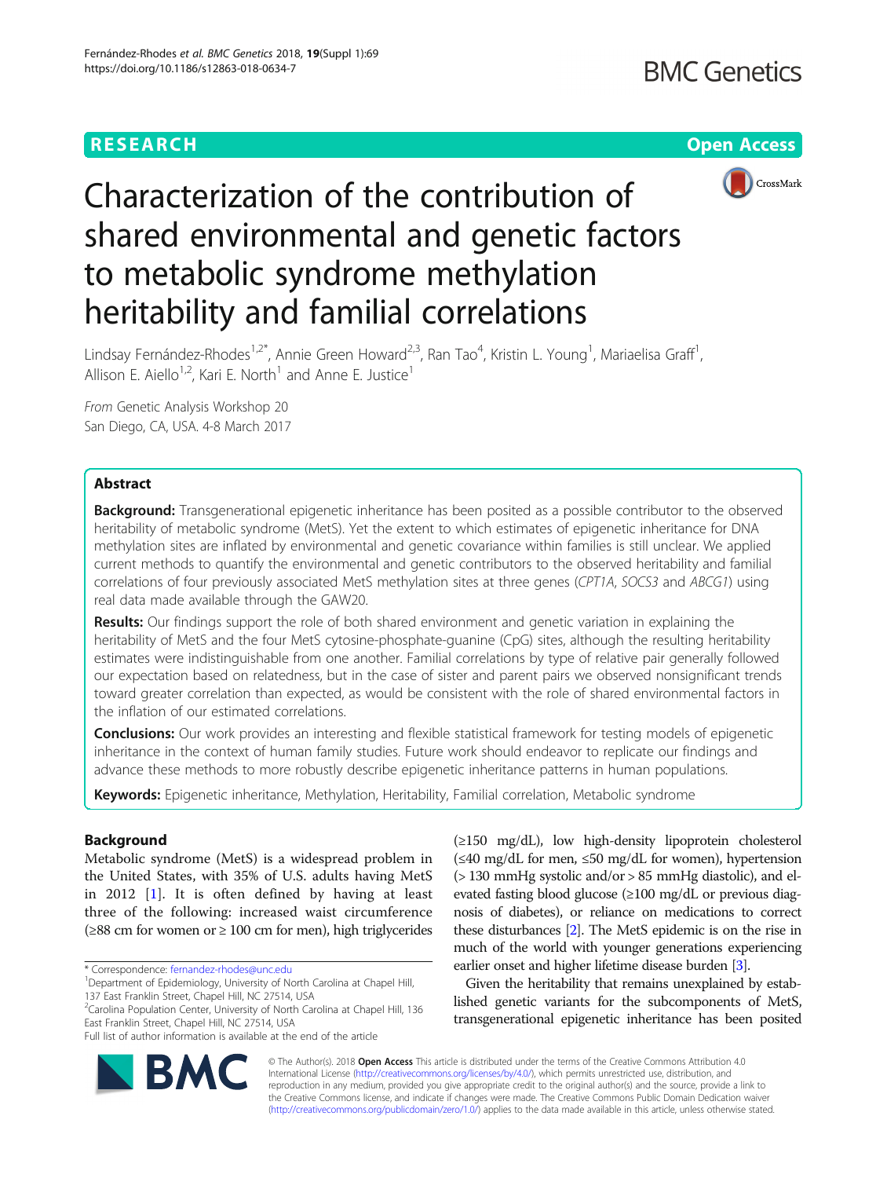**RESEARCH** **Open Access**

# Characterization of the contribution of shared environmental and genetic factors to metabolic syndrome methylation heritability and familial correlations

Lindsay Fernández-Rhodes[1,2*], Annie Green Howard[2,3], Ran Tao[4], Kristin L. Young[1], Mariaelisa Graff[1], Allison E. Aiello[1,2], Kari E. North[1] and Anne E. Justice[1]

*From* Genetic Analysis Workshop 20
San Diego, CA, USA. 4-8 March 2017

## Abstract

**Background:** Transgenerational epigenetic inheritance has been posited as a possible contributor to the observed heritability of metabolic syndrome (MetS). Yet the extent to which estimates of epigenetic inheritance for DNA methylation sites are inflated by environmental and genetic covariance within families is still unclear. We applied current methods to quantify the environmental and genetic contributors to the observed heritability and familial correlations of four previously associated MetS methylation sites at three genes (*CPT1A*, *SOCS3* and *ABCG1*) using real data made available through the GAW20.

**Results:** Our findings support the role of both shared environment and genetic variation in explaining the heritability of MetS and the four MetS cytosine-phosphate-guanine (CpG) sites, although the resulting heritability estimates were indistinguishable from one another. Familial correlations by type of relative pair generally followed our expectation based on relatedness, but in the case of sister and parent pairs we observed nonsignificant trends toward greater correlation than expected, as would be consistent with the role of shared environmental factors in the inflation of our estimated correlations.

**Conclusions:** Our work provides an interesting and flexible statistical framework for testing models of epigenetic inheritance in the context of human family studies. Future work should endeavor to replicate our findings and advance these methods to more robustly describe epigenetic inheritance patterns in human populations.

**Keywords:** Epigenetic inheritance, Methylation, Heritability, Familial correlation, Metabolic syndrome

## Background

Metabolic syndrome (MetS) is a widespread problem in the United States, with 35% of U.S. adults having MetS in 2012 [1]. It is often defined by having at least three of the following: increased waist circumference (≥88 cm for women or ≥ 100 cm for men), high triglycerides (≥150 mg/dL), low high-density lipoprotein cholesterol (≤40 mg/dL for men, ≤50 mg/dL for women), hypertension (> 130 mmHg systolic and/or > 85 mmHg diastolic), and elevated fasting blood glucose (≥100 mg/dL or previous diagnosis of diabetes), or reliance on medications to correct these disturbances [2]. The MetS epidemic is on the rise in much of the world with younger generations experiencing earlier onset and higher lifetime disease burden [3].

Given the heritability that remains unexplained by established genetic variants for the subcomponents of MetS, transgenerational epigenetic inheritance has been posited

\* Correspondence: fernandez-rhodes@unc.edu
[1]Department of Epidemiology, University of North Carolina at Chapel Hill, 137 East Franklin Street, Chapel Hill, NC 27514, USA
[2]Carolina Population Center, University of North Carolina at Chapel Hill, 136 East Franklin Street, Chapel Hill, NC 27514, USA
Full list of author information is available at the end of the article

© The Author(s). 2018 **Open Access** This article is distributed under the terms of the Creative Commons Attribution 4.0 International License (http://creativecommons.org/licenses/by/4.0/), which permits unrestricted use, distribution, and reproduction in any medium, provided you give appropriate credit to the original author(s) and the source, provide a link to the Creative Commons license, and indicate if changes were made. The Creative Commons Public Domain Dedication waiver (http://creativecommons.org/publicdomain/zero/1.0/) applies to the data made available in this article, unless otherwise stated.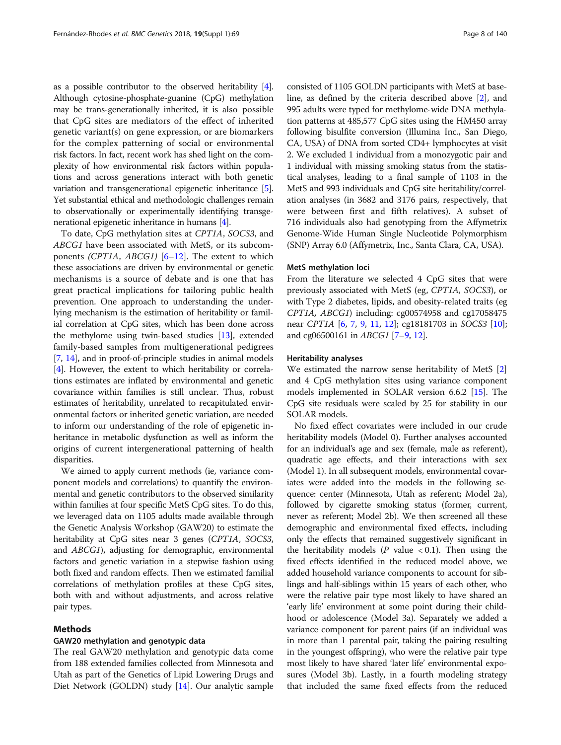as a possible contributor to the observed heritability [4]. Although cytosine-phosphate-guanine (CpG) methylation may be trans-generationally inherited, it is also possible that CpG sites are mediators of the effect of inherited genetic variant(s) on gene expression, or are biomarkers for the complex patterning of social or environmental risk factors. In fact, recent work has shed light on the complexity of how environmental risk factors within populations and across generations interact with both genetic variation and transgenerational epigenetic inheritance [5]. Yet substantial ethical and methodologic challenges remain to observationally or experimentally identifying transgenerational epigenetic inheritance in humans [4].

To date, CpG methylation sites at *CPT1A*, *SOCS3*, and *ABCG1* have been associated with MetS, or its subcomponents *(CPT1A*, *ABCG1)* [6–12]. The extent to which these associations are driven by environmental or genetic mechanisms is a source of debate and is one that has great practical implications for tailoring public health prevention. One approach to understanding the underlying mechanism is the estimation of heritability or familial correlation at CpG sites, which has been done across the methylome using twin-based studies [13], extended family-based samples from multigenerational pedigrees [7, 14], and in proof-of-principle studies in animal models [4]. However, the extent to which heritability or correlations estimates are inflated by environmental and genetic covariance within families is still unclear. Thus, robust estimates of heritability, unrelated to recapitulated environmental factors or inherited genetic variation, are needed to inform our understanding of the role of epigenetic inheritance in metabolic dysfunction as well as inform the origins of current intergenerational patterning of health disparities.

We aimed to apply current methods (ie, variance component models and correlations) to quantify the environmental and genetic contributors to the observed similarity within families at four specific MetS CpG sites. To do this, we leveraged data on 1105 adults made available through the Genetic Analysis Workshop (GAW20) to estimate the heritability at CpG sites near 3 genes (*CPT1A*, *SOCS3*, and *ABCG1*), adjusting for demographic, environmental factors and genetic variation in a stepwise fashion using both fixed and random effects. Then we estimated familial correlations of methylation profiles at these CpG sites, both with and without adjustments, and across relative pair types.

## Methods

### GAW20 methylation and genotypic data

The real GAW20 methylation and genotypic data come from 188 extended families collected from Minnesota and Utah as part of the Genetics of Lipid Lowering Drugs and Diet Network (GOLDN) study [14]. Our analytic sample consisted of 1105 GOLDN participants with MetS at baseline, as defined by the criteria described above [2], and 995 adults were typed for methylome-wide DNA methylation patterns at 485,577 CpG sites using the HM450 array following bisulfite conversion (Illumina Inc., San Diego, CA, USA) of DNA from sorted CD4+ lymphocytes at visit 2. We excluded 1 individual from a monozygotic pair and 1 individual with missing smoking status from the statistical analyses, leading to a final sample of 1103 in the MetS and 993 individuals and CpG site heritability/correlation analyses (in 3682 and 3176 pairs, respectively, that were between first and fifth relatives). A subset of 716 individuals also had genotyping from the Affymetrix Genome-Wide Human Single Nucleotide Polymorphism (SNP) Array 6.0 (Affymetrix, Inc., Santa Clara, CA, USA).

### MetS methylation loci

From the literature we selected 4 CpG sites that were previously associated with MetS (eg, *CPT1A*, *SOCS3*), or with Type 2 diabetes, lipids, and obesity-related traits (eg *CPT1A*, *ABCG1*) including: cg00574958 and cg17058475 near *CPT1A* [6, 7, 9, 11, 12]; cg18181703 in *SOCS3* [10]; and cg06500161 in *ABCG1* [7–9, 12].

### Heritability analyses

We estimated the narrow sense heritability of MetS [2] and 4 CpG methylation sites using variance component models implemented in SOLAR version 6.6.2 [15]. The CpG site residuals were scaled by 25 for stability in our SOLAR models.

No fixed effect covariates were included in our crude heritability models (Model 0). Further analyses accounted for an individual's age and sex (female, male as referent), quadratic age effects, and their interactions with sex (Model 1). In all subsequent models, environmental covariates were added into the models in the following sequence: center (Minnesota, Utah as referent; Model 2a), followed by cigarette smoking status (former, current, never as referent; Model 2b). We then screened all these demographic and environmental fixed effects, including only the effects that remained suggestively significant in the heritability models ($P$ value $< 0.1$). Then using the fixed effects identified in the reduced model above, we added household variance components to account for siblings and half-siblings within 15 years of each other, who were the relative pair type most likely to have shared an 'early life' environment at some point during their childhood or adolescence (Model 3a). Separately we added a variance component for parent pairs (if an individual was in more than 1 parental pair, taking the pairing resulting in the youngest offspring), who were the relative pair type most likely to have shared 'later life' environmental exposures (Model 3b). Lastly, in a fourth modeling strategy that included the same fixed effects from the reduced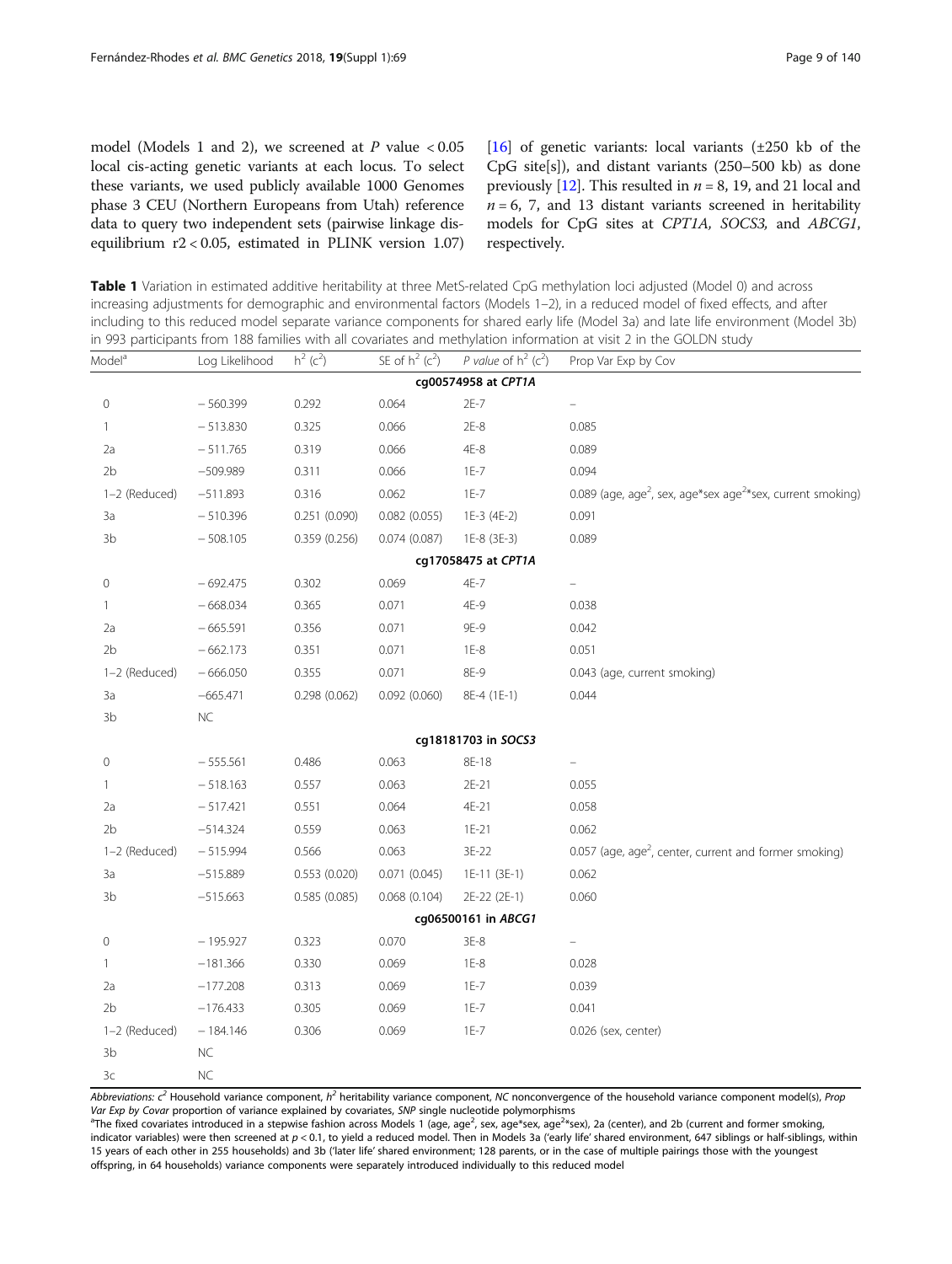model (Models 1 and 2), we screened at $P$ value $< 0.05$ local cis-acting genetic variants at each locus. To select these variants, we used publicly available 1000 Genomes phase 3 CEU (Northern Europeans from Utah) reference data to query two independent sets (pairwise linkage disequilibrium $r2 < 0.05$, estimated in PLINK version 1.07) [16] of genetic variants: local variants (±250 kb of the CpG site[s]), and distant variants (250–500 kb) as done previously [12]. This resulted in $n = 8$, 19, and 21 local and $n = 6$, 7, and 13 distant variants screened in heritability models for CpG sites at *CPT1A*, *SOCS3*, and *ABCG1*, respectively.

**Table 1** Variation in estimated additive heritability at three MetS-related CpG methylation loci adjusted (Model 0) and across increasing adjustments for demographic and environmental factors (Models 1–2), in a reduced model of fixed effects, and after including to this reduced model separate variance components for shared early life (Model 3a) and late life environment (Model 3b) in 993 participants from 188 families with all covariates and methylation information at visit 2 in the GOLDN study

| Model[a] | Log Likelihood | $h^2$ ($c^2$) | SE of $h^2$ ($c^2$) | *P value* of $h^2$ ($c^2$) | Prop Var Exp by Cov |
|---|---|---|---|---|---|
| | | | **cg00574958 at *CPT1A*** | | |
| 0 | −560.399 | 0.292 | 0.064 | 2E-7 | – |
| 1 | −513.830 | 0.325 | 0.066 | 2E-8 | 0.085 |
| 2a | −511.765 | 0.319 | 0.066 | 4E-8 | 0.089 |
| 2b | −509.989 | 0.311 | 0.066 | 1E-7 | 0.094 |
| 1–2 (Reduced) | −511.893 | 0.316 | 0.062 | 1E-7 | 0.089 (age, age$^2$, sex, age*sex age$^2$*sex, current smoking) |
| 3a | −510.396 | 0.251 (0.090) | 0.082 (0.055) | 1E-3 (4E-2) | 0.091 |
| 3b | −508.105 | 0.359 (0.256) | 0.074 (0.087) | 1E-8 (3E-3) | 0.089 |
| | | | **cg17058475 at *CPT1A*** | | |
| 0 | −692.475 | 0.302 | 0.069 | 4E-7 | – |
| 1 | −668.034 | 0.365 | 0.071 | 4E-9 | 0.038 |
| 2a | −665.591 | 0.356 | 0.071 | 9E-9 | 0.042 |
| 2b | −662.173 | 0.351 | 0.071 | 1E-8 | 0.051 |
| 1–2 (Reduced) | −666.050 | 0.355 | 0.071 | 8E-9 | 0.043 (age, current smoking) |
| 3a | −665.471 | 0.298 (0.062) | 0.092 (0.060) | 8E-4 (1E-1) | 0.044 |
| 3b | NC | | | | |
| | | | **cg18181703 in *SOCS3*** | | |
| 0 | −555.561 | 0.486 | 0.063 | 8E-18 | – |
| 1 | −518.163 | 0.557 | 0.063 | 2E-21 | 0.055 |
| 2a | −517.421 | 0.551 | 0.064 | 4E-21 | 0.058 |
| 2b | −514.324 | 0.559 | 0.063 | 1E-21 | 0.062 |
| 1–2 (Reduced) | −515.994 | 0.566 | 0.063 | 3E-22 | 0.057 (age, age$^2$, center, current and former smoking) |
| 3a | −515.889 | 0.553 (0.020) | 0.071 (0.045) | 1E-11 (3E-1) | 0.062 |
| 3b | −515.663 | 0.585 (0.085) | 0.068 (0.104) | 2E-22 (2E-1) | 0.060 |
| | | | **cg06500161 in *ABCG1*** | | |
| 0 | −195.927 | 0.323 | 0.070 | 3E-8 | – |
| 1 | −181.366 | 0.330 | 0.069 | 1E-8 | 0.028 |
| 2a | −177.208 | 0.313 | 0.069 | 1E-7 | 0.039 |
| 2b | −176.433 | 0.305 | 0.069 | 1E-7 | 0.041 |
| 1–2 (Reduced) | −184.146 | 0.306 | 0.069 | 1E-7 | 0.026 (sex, center) |
| 3b | NC | | | | |
| 3c | NC | | | | |

*Abbreviations:* $c^2$ Household variance component, $h^2$ heritability variance component, *NC* nonconvergence of the household variance component model(s), *Prop Var Exp by Covar* proportion of variance explained by covariates, *SNP* single nucleotide polymorphisms

[a]The fixed covariates introduced in a stepwise fashion across Models 1 (age, age$^2$, sex, age*sex, age$^2$*sex), 2a (center), and 2b (current and former smoking, indicator variables) were then screened at $p < 0.1$, to yield a reduced model. Then in Models 3a ('early life' shared environment, 647 siblings or half-siblings, within 15 years of each other in 255 households) and 3b ('later life' shared environment; 128 parents, or in the case of multiple pairings those with the youngest offspring, in 64 households) variance components were separately introduced individually to this reduced model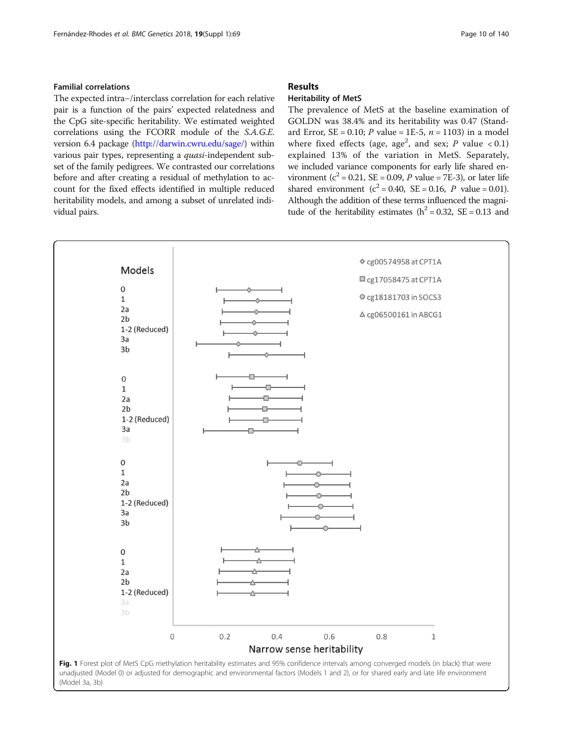### Familial correlations

The expected intra−/interclass correlation for each relative pair is a function of the pairs' expected relatedness and the CpG site-specific heritability. We estimated weighted correlations using the FCORR module of the *S.A.G.E.* version 6.4 package (http://darwin.cwru.edu/sage/) within various pair types, representing a *quasi*-independent subset of the family pedigrees. We contrasted our correlations before and after creating a residual of methylation to account for the fixed effects identified in multiple reduced heritability models, and among a subset of unrelated individual pairs.

## Results

### Heritability of MetS

The prevalence of MetS at the baseline examination of GOLDN was 38.4% and its heritability was 0.47 (Standard Error, SE = 0.10; *P* value = 1E-5, *n* = 1103) in a model where fixed effects (age, age$^2$, and sex; *P* value < 0.1) explained 13% of the variation in MetS. Separately, we included variance components for early life shared environment ($c^2$ = 0.21, SE = 0.09, *P* value = 7E-3), or later life shared environment ($c^2$ = 0.40, SE = 0.16, *P* value = 0.01). Although the addition of these terms influenced the magnitude of the heritability estimates ($h^2$ = 0.32, SE = 0.13 and

**Fig. 1** Forest plot of MetS CpG methylation heritability estimates and 95% confidence intervals among converged models (in black) that were unadjusted (Model 0) or adjusted for demographic and environmental factors (Models 1 and 2), or for shared early and late life environment (Model 3a, 3b)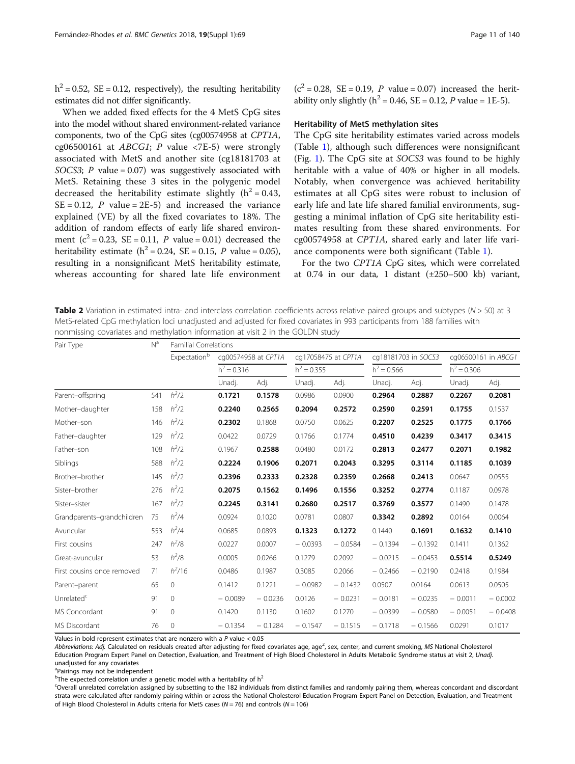$h^2 = 0.52$, SE = 0.12, respectively), the resulting heritability estimates did not differ significantly.

When we added fixed effects for the 4 MetS CpG sites into the model without shared environment-related variance components, two of the CpG sites (cg00574958 at *CPT1A*, cg06500161 at *ABCG1*; *P* value <7E-5) were strongly associated with MetS and another site (cg18181703 at *SOCS3*; *P* value = 0.07) was suggestively associated with MetS. Retaining these 3 sites in the polygenic model decreased the heritability estimate slightly ($h^2 = 0.43$, SE = 0.12, *P* value = 2E-5) and increased the variance explained (VE) by all the fixed covariates to 18%. The addition of random effects of early life shared environment ($c^2 = 0.23$, SE = 0.11, *P* value = 0.01) decreased the heritability estimate ($h^2 = 0.24$, SE = 0.15, *P* value = 0.05), resulting in a nonsignificant MetS heritability estimate, whereas accounting for shared late life environment ($c^2 = 0.28$, SE = 0.19, *P* value = 0.07) increased the heritability only slightly ($h^2 = 0.46$, SE = 0.12, *P* value = 1E-5).

### Heritability of MetS methylation sites

The CpG site heritability estimates varied across models (Table 1), although such differences were nonsignificant (Fig. 1). The CpG site at *SOCS3* was found to be highly heritable with a value of 40% or higher in all models. Notably, when convergence was achieved heritability estimates at all CpG sites were robust to inclusion of early life and late life shared familial environments, suggesting a minimal inflation of CpG site heritability estimates resulting from these shared environments. For cg00574958 at *CPT1A*, shared early and later life variance components were both significant (Table 1).

For the two *CPT1A* CpG sites, which were correlated at 0.74 in our data, 1 distant (±250–500 kb) variant,

**Table 2** Variation in estimated intra- and interclass correlation coefficients across relative paired groups and subtypes (*N* > 50) at 3 MetS-related CpG methylation loci unadjusted and adjusted for fixed covariates in 993 participants from 188 families with nonmissing covariates and methylation information at visit 2 in the GOLDN study

| Pair Type | N[a] | Familial Correlations | | | | | | | | |
|---|---|---|---|---|---|---|---|---|---|---|
| | | Expectation[b] | cg00574958 at *CPT1A* | | cg17058475 at *CPT1A* | | cg18181703 in *SOCS3* | | cg06500161 in *ABCG1* | |
| | | | $h^2 = 0.316$ | | $h^2 = 0.355$ | | $h^2 = 0.566$ | | $h^2 = 0.306$ | |
| | | | Unadj. | Adj. | Unadj. | Adj. | Unadj. | Adj. | Unadj. | Adj. |
| Parent–offspring | 541 | $h^2/2$ | **0.1721** | **0.1578** | 0.0986 | 0.0900 | **0.2964** | **0.2887** | **0.2267** | **0.2081** |
| Mother–daughter | 158 | $h^2/2$ | **0.2240** | **0.2565** | **0.2094** | **0.2572** | **0.2590** | **0.2591** | **0.1755** | 0.1537 |
| Mother–son | 146 | $h^2/2$ | **0.2302** | 0.1868 | 0.0750 | 0.0625 | **0.2207** | **0.2525** | **0.1775** | **0.1766** |
| Father–daughter | 129 | $h^2/2$ | 0.0422 | 0.0729 | 0.1766 | 0.1774 | **0.4510** | **0.4239** | **0.3417** | **0.3415** |
| Father–son | 108 | $h^2/2$ | 0.1967 | **0.2588** | 0.0480 | 0.0172 | **0.2813** | **0.2477** | **0.2071** | **0.1982** |
| Siblings | 588 | $h^2/2$ | **0.2224** | **0.1906** | **0.2071** | **0.2043** | **0.3295** | **0.3114** | **0.1185** | **0.1039** |
| Brother–brother | 145 | $h^2/2$ | **0.2396** | **0.2333** | **0.2328** | **0.2359** | **0.2668** | **0.2413** | 0.0647 | 0.0555 |
| Sister–brother | 276 | $h^2/2$ | **0.2075** | **0.1562** | **0.1496** | **0.1556** | **0.3252** | **0.2774** | 0.1187 | 0.0978 |
| Sister–sister | 167 | $h^2/2$ | **0.2245** | **0.3141** | **0.2680** | **0.2517** | **0.3769** | **0.3577** | 0.1490 | 0.1478 |
| Grandparents–grandchildren | 75 | $h^2/4$ | 0.0924 | 0.1020 | 0.0781 | 0.0807 | **0.3342** | **0.2892** | 0.0164 | 0.0064 |
| Avuncular | 553 | $h^2/4$ | 0.0685 | 0.0893 | **0.1323** | **0.1272** | 0.1440 | **0.1691** | **0.1632** | **0.1410** |
| First cousins | 247 | $h^2/8$ | 0.0227 | 0.0007 | − 0.0393 | − 0.0584 | − 0.1394 | − 0.1392 | 0.1411 | 0.1362 |
| Great-avuncular | 53 | $h^2/8$ | 0.0005 | 0.0266 | 0.1279 | 0.2092 | − 0.0215 | − 0.0453 | **0.5514** | **0.5249** |
| First cousins once removed | 71 | $h^2/16$ | 0.0486 | 0.1987 | 0.3085 | 0.2066 | − 0.2466 | − 0.2190 | 0.2418 | 0.1984 |
| Parent–parent | 65 | 0 | 0.1412 | 0.1221 | − 0.0982 | − 0.1432 | 0.0507 | 0.0164 | 0.0613 | 0.0505 |
| Unrelated[c] | 91 | 0 | − 0.0089 | − 0.0236 | 0.0126 | − 0.0231 | − 0.0181 | − 0.0235 | − 0.0011 | − 0.0002 |
| MS Concordant | 91 | 0 | 0.1420 | 0.1130 | 0.1602 | 0.1270 | − 0.0399 | − 0.0580 | − 0.0051 | − 0.0408 |
| MS Discordant | 76 | 0 | − 0.1354 | − 0.1284 | − 0.1547 | − 0.1515 | − 0.1718 | − 0.1566 | 0.0291 | 0.1017 |

Values in bold represent estimates that are nonzero with a *P* value < 0.05

*Abbreviations: Adj.* Calculated on residuals created after adjusting for fixed covariates age, age$^2$, sex, center, and current smoking, *MS* National Cholesterol Education Program Expert Panel on Detection, Evaluation, and Treatment of High Blood Cholesterol in Adults Metabolic Syndrome status at visit 2, *Unadj.* unadjusted for any covariates

[a]Pairings may not be independent

[b]The expected correlation under a genetic model with a heritability of $h^2$

[c]Overall unrelated correlation assigned by subsetting to the 182 individuals from distinct families and randomly pairing them, whereas concordant and discordant strata were calculated after randomly pairing within or across the National Cholesterol Education Program Expert Panel on Detection, Evaluation, and Treatment of High Blood Cholesterol in Adults criteria for MetS cases (*N* = 76) and controls (*N* = 106)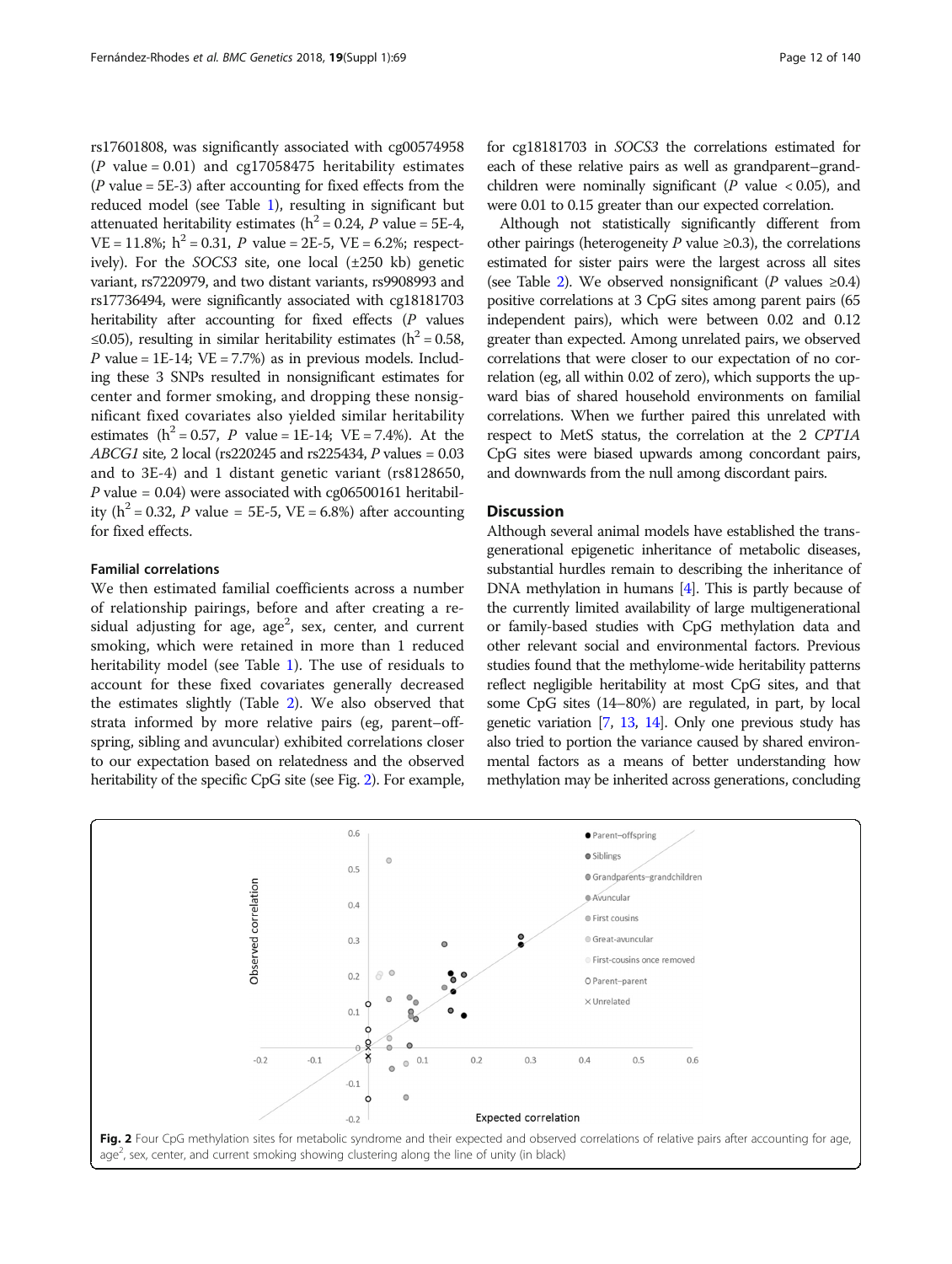rs17601808, was significantly associated with cg00574958 ($P$ value = 0.01) and cg17058475 heritability estimates ($P$ value = 5E-3) after accounting for fixed effects from the reduced model (see Table 1), resulting in significant but attenuated heritability estimates ($h^2$ = 0.24, $P$ value = 5E-4, VE = 11.8%; $h^2$ = 0.31, $P$ value = 2E-5, VE = 6.2%; respectively). For the *SOCS3* site, one local (±250 kb) genetic variant, rs7220979, and two distant variants, rs9908993 and rs17736494, were significantly associated with cg18181703 heritability after accounting for fixed effects ($P$ values ≤0.05), resulting in similar heritability estimates ($h^2$ = 0.58, $P$ value = 1E-14; VE = 7.7%) as in previous models. Including these 3 SNPs resulted in nonsignificant estimates for center and former smoking, and dropping these nonsignificant fixed covariates also yielded similar heritability estimates ($h^2$ = 0.57, $P$ value = 1E-14; VE = 7.4%). At the *ABCG1* site, 2 local (rs220245 and rs225434, $P$ values = 0.03 and to 3E-4) and 1 distant genetic variant (rs8128650, $P$ value = 0.04) were associated with cg06500161 heritability ($h^2$ = 0.32, $P$ value = 5E-5, VE = 6.8%) after accounting for fixed effects.

### Familial correlations

We then estimated familial coefficients across a number of relationship pairings, before and after creating a residual adjusting for age, age$^2$, sex, center, and current smoking, which were retained in more than 1 reduced heritability model (see Table 1). The use of residuals to account for these fixed covariates generally decreased the estimates slightly (Table 2). We also observed that strata informed by more relative pairs (eg, parent–offspring, sibling and avuncular) exhibited correlations closer to our expectation based on relatedness and the observed heritability of the specific CpG site (see Fig. 2). For example, for cg18181703 in *SOCS3* the correlations estimated for each of these relative pairs as well as grandparent–grandchildren were nominally significant ($P$ value < 0.05), and were 0.01 to 0.15 greater than our expected correlation.

Although not statistically significantly different from other pairings (heterogeneity $P$ value ≥0.3), the correlations estimated for sister pairs were the largest across all sites (see Table 2). We observed nonsignificant ($P$ values ≥0.4) positive correlations at 3 CpG sites among parent pairs (65 independent pairs), which were between 0.02 and 0.12 greater than expected. Among unrelated pairs, we observed correlations that were closer to our expectation of no correlation (eg, all within 0.02 of zero), which supports the upward bias of shared household environments on familial correlations. When we further paired this unrelated with respect to MetS status, the correlation at the 2 *CPT1A* CpG sites were biased upwards among concordant pairs, and downwards from the null among discordant pairs.

## Discussion

Although several animal models have established the transgenerational epigenetic inheritance of metabolic diseases, substantial hurdles remain to describing the inheritance of DNA methylation in humans [4]. This is partly because of the currently limited availability of large multigenerational or family-based studies with CpG methylation data and other relevant social and environmental factors. Previous studies found that the methylome-wide heritability patterns reflect negligible heritability at most CpG sites, and that some CpG sites (14–80%) are regulated, in part, by local genetic variation [7, 13, 14]. Only one previous study has also tried to portion the variance caused by shared environmental factors as a means of better understanding how methylation may be inherited across generations, concluding

**Fig. 2** Four CpG methylation sites for metabolic syndrome and their expected and observed correlations of relative pairs after accounting for age, age$^2$, sex, center, and current smoking showing clustering along the line of unity (in black)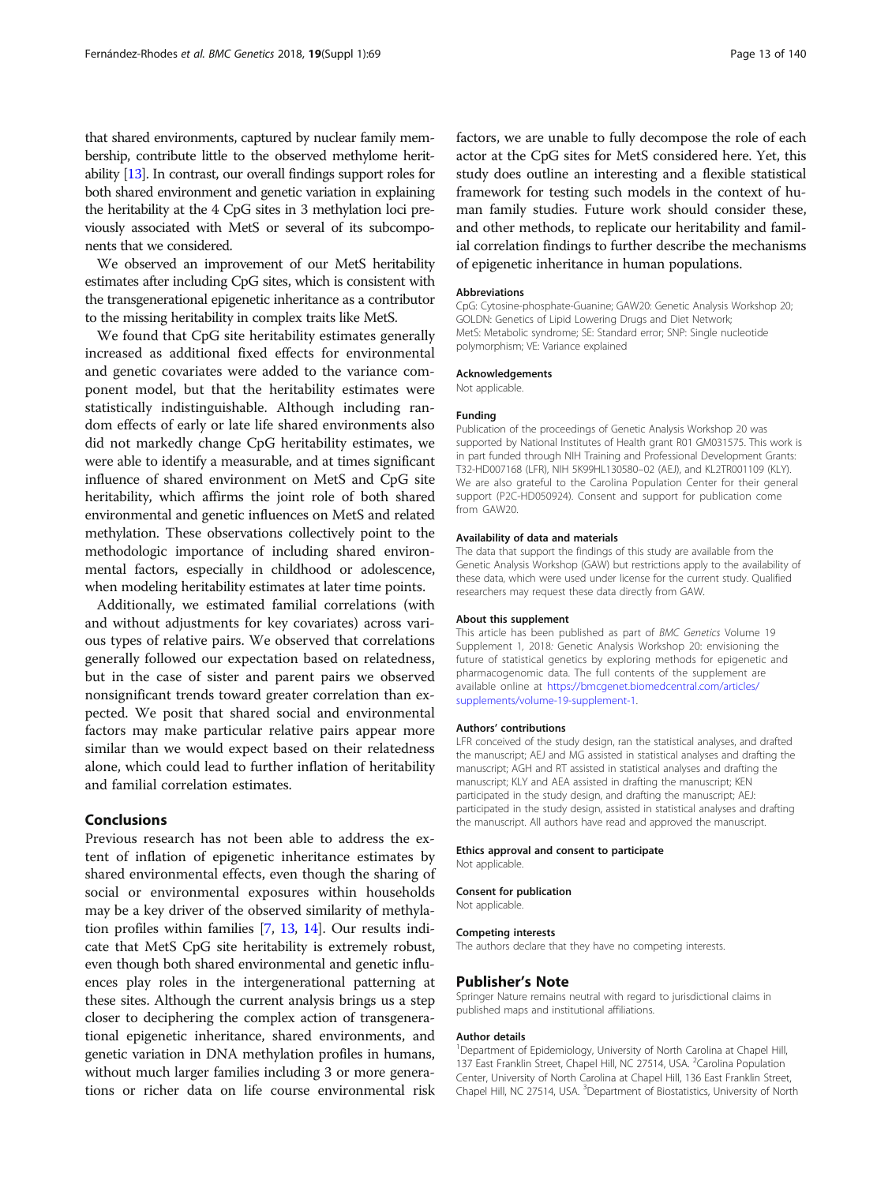that shared environments, captured by nuclear family membership, contribute little to the observed methylome heritability [13]. In contrast, our overall findings support roles for both shared environment and genetic variation in explaining the heritability at the 4 CpG sites in 3 methylation loci previously associated with MetS or several of its subcomponents that we considered.

We observed an improvement of our MetS heritability estimates after including CpG sites, which is consistent with the transgenerational epigenetic inheritance as a contributor to the missing heritability in complex traits like MetS.

We found that CpG site heritability estimates generally increased as additional fixed effects for environmental and genetic covariates were added to the variance component model, but that the heritability estimates were statistically indistinguishable. Although including random effects of early or late life shared environments also did not markedly change CpG heritability estimates, we were able to identify a measurable, and at times significant influence of shared environment on MetS and CpG site heritability, which affirms the joint role of both shared environmental and genetic influences on MetS and related methylation. These observations collectively point to the methodologic importance of including shared environmental factors, especially in childhood or adolescence, when modeling heritability estimates at later time points.

Additionally, we estimated familial correlations (with and without adjustments for key covariates) across various types of relative pairs. We observed that correlations generally followed our expectation based on relatedness, but in the case of sister and parent pairs we observed nonsignificant trends toward greater correlation than expected. We posit that shared social and environmental factors may make particular relative pairs appear more similar than we would expect based on their relatedness alone, which could lead to further inflation of heritability and familial correlation estimates.

## Conclusions

Previous research has not been able to address the extent of inflation of epigenetic inheritance estimates by shared environmental effects, even though the sharing of social or environmental exposures within households may be a key driver of the observed similarity of methylation profiles within families [7, 13, 14]. Our results indicate that MetS CpG site heritability is extremely robust, even though both shared environmental and genetic influences play roles in the intergenerational patterning at these sites. Although the current analysis brings us a step closer to deciphering the complex action of transgenerational epigenetic inheritance, shared environments, and genetic variation in DNA methylation profiles in humans, without much larger families including 3 or more generations or richer data on life course environmental risk factors, we are unable to fully decompose the role of each actor at the CpG sites for MetS considered here. Yet, this study does outline an interesting and a flexible statistical framework for testing such models in the context of human family studies. Future work should consider these, and other methods, to replicate our heritability and familial correlation findings to further describe the mechanisms of epigenetic inheritance in human populations.

### Abbreviations

CpG: Cytosine-phosphate-Guanine; GAW20: Genetic Analysis Workshop 20; GOLDN: Genetics of Lipid Lowering Drugs and Diet Network; MetS: Metabolic syndrome; SE: Standard error; SNP: Single nucleotide polymorphism; VE: Variance explained

### Acknowledgements

Not applicable.

### Funding

Publication of the proceedings of Genetic Analysis Workshop 20 was supported by National Institutes of Health grant R01 GM031575. This work is in part funded through NIH Training and Professional Development Grants: T32-HD007168 (LFR), NIH 5K99HL130580–02 (AEJ), and KL2TR001109 (KLY). We are also grateful to the Carolina Population Center for their general support (P2C-HD050924). Consent and support for publication come from GAW20.

### Availability of data and materials

The data that support the findings of this study are available from the Genetic Analysis Workshop (GAW) but restrictions apply to the availability of these data, which were used under license for the current study. Qualified researchers may request these data directly from GAW.

### About this supplement

This article has been published as part of *BMC Genetics* Volume 19 Supplement 1, 2018: Genetic Analysis Workshop 20: envisioning the future of statistical genetics by exploring methods for epigenetic and pharmacogenomic data. The full contents of the supplement are available online at https://bmcgenet.biomedcentral.com/articles/supplements/volume-19-supplement-1.

### Authors' contributions

LFR conceived of the study design, ran the statistical analyses, and drafted the manuscript; AEJ and MG assisted in statistical analyses and drafting the manuscript; AGH and RT assisted in statistical analyses and drafting the manuscript; KLY and AEA assisted in drafting the manuscript; KEN participated in the study design, and drafting the manuscript; AEJ: participated in the study design, assisted in statistical analyses and drafting the manuscript. All authors have read and approved the manuscript.

### Ethics approval and consent to participate

Not applicable.

### Consent for publication

Not applicable.

### Competing interests

The authors declare that they have no competing interests.

## Publisher's Note

Springer Nature remains neutral with regard to jurisdictional claims in published maps and institutional affiliations.

### Author details

[1]Department of Epidemiology, University of North Carolina at Chapel Hill, 137 East Franklin Street, Chapel Hill, NC 27514, USA. [2]Carolina Population Center, University of North Carolina at Chapel Hill, 136 East Franklin Street, Chapel Hill, NC 27514, USA. [3]Department of Biostatistics, University of North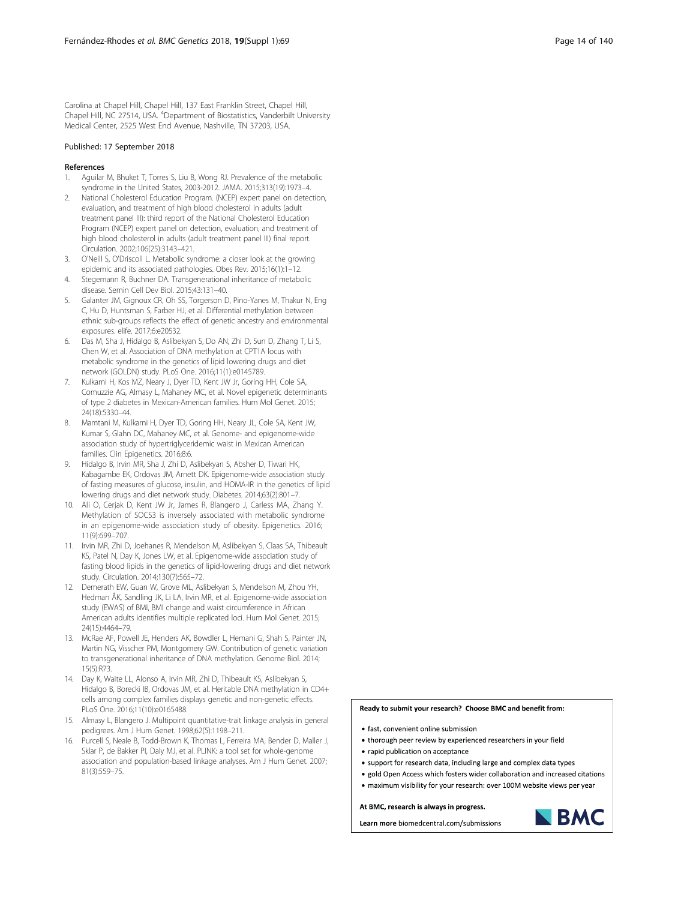Carolina at Chapel Hill, Chapel Hill, 137 East Franklin Street, Chapel Hill, Chapel Hill, NC 27514, USA. [4]Department of Biostatistics, Vanderbilt University Medical Center, 2525 West End Avenue, Nashville, TN 37203, USA.

Published: 17 September 2018

## References

1. Aguilar M, Bhuket T, Torres S, Liu B, Wong RJ. Prevalence of the metabolic syndrome in the United States, 2003-2012. JAMA. 2015;313(19):1973–4.
2. National Cholesterol Education Program. (NCEP) expert panel on detection, evaluation, and treatment of high blood cholesterol in adults (adult treatment panel III): third report of the National Cholesterol Education Program (NCEP) expert panel on detection, evaluation, and treatment of high blood cholesterol in adults (adult treatment panel III) final report. Circulation. 2002;106(25):3143–421.
3. O'Neill S, O'Driscoll L. Metabolic syndrome: a closer look at the growing epidemic and its associated pathologies. Obes Rev. 2015;16(1):1–12.
4. Stegemann R, Buchner DA. Transgenerational inheritance of metabolic disease. Semin Cell Dev Biol. 2015;43:131–40.
5. Galanter JM, Gignoux CR, Oh SS, Torgerson D, Pino-Yanes M, Thakur N, Eng C, Hu D, Huntsman S, Farber HJ, et al. Differential methylation between ethnic sub-groups reflects the effect of genetic ancestry and environmental exposures. elife. 2017;6:e20532.
6. Das M, Sha J, Hidalgo B, Aslibekyan S, Do AN, Zhi D, Sun D, Zhang T, Li S, Chen W, et al. Association of DNA methylation at CPT1A locus with metabolic syndrome in the genetics of lipid lowering drugs and diet network (GOLDN) study. PLoS One. 2016;11(1):e0145789.
7. Kulkarni H, Kos MZ, Neary J, Dyer TD, Kent JW Jr, Goring HH, Cole SA, Comuzzie AG, Almasy L, Mahaney MC, et al. Novel epigenetic determinants of type 2 diabetes in Mexican-American families. Hum Mol Genet. 2015; 24(18):5330–44.
8. Mamtani M, Kulkarni H, Dyer TD, Goring HH, Neary JL, Cole SA, Kent JW, Kumar S, Glahn DC, Mahaney MC, et al. Genome- and epigenome-wide association study of hypertriglyceridemic waist in Mexican American families. Clin Epigenetics. 2016;8:6.
9. Hidalgo B, Irvin MR, Sha J, Zhi D, Aslibekyan S, Absher D, Tiwari HK, Kabagambe EK, Ordovas JM, Arnett DK. Epigenome-wide association study of fasting measures of glucose, insulin, and HOMA-IR in the genetics of lipid lowering drugs and diet network study. Diabetes. 2014;63(2):801–7.
10. Ali O, Cerjak D, Kent JW Jr, James R, Blangero J, Carless MA, Zhang Y. Methylation of SOCS3 is inversely associated with metabolic syndrome in an epigenome-wide association study of obesity. Epigenetics. 2016; 11(9):699–707.
11. Irvin MR, Zhi D, Joehanes R, Mendelson M, Aslibekyan S, Claas SA, Thibeault KS, Patel N, Day K, Jones LW, et al. Epigenome-wide association study of fasting blood lipids in the genetics of lipid-lowering drugs and diet network study. Circulation. 2014;130(7):565–72.
12. Demerath EW, Guan W, Grove ML, Aslibekyan S, Mendelson M, Zhou YH, Hedman ÅK, Sandling JK, Li LA, Irvin MR, et al. Epigenome-wide association study (EWAS) of BMI, BMI change and waist circumference in African American adults identifies multiple replicated loci. Hum Mol Genet. 2015; 24(15):4464–79.
13. McRae AF, Powell JE, Henders AK, Bowdler L, Hemani G, Shah S, Painter JN, Martin NG, Visscher PM, Montgomery GW. Contribution of genetic variation to transgenerational inheritance of DNA methylation. Genome Biol. 2014; 15(5):R73.
14. Day K, Waite LL, Alonso A, Irvin MR, Zhi D, Thibeault KS, Aslibekyan S, Hidalgo B, Borecki IB, Ordovas JM, et al. Heritable DNA methylation in CD4+ cells among complex families displays genetic and non-genetic effects. PLoS One. 2016;11(10):e0165488.
15. Almasy L, Blangero J. Multipoint quantitative-trait linkage analysis in general pedigrees. Am J Hum Genet. 1998;62(5):1198–211.
16. Purcell S, Neale B, Todd-Brown K, Thomas L, Ferreira MA, Bender D, Maller J, Sklar P, de Bakker PI, Daly MJ, et al. PLINK: a tool set for whole-genome association and population-based linkage analyses. Am J Hum Genet. 2007; 81(3):559–75.

**Ready to submit your research? Choose BMC and benefit from:**

- fast, convenient online submission
- thorough peer review by experienced researchers in your field
- rapid publication on acceptance
- support for research data, including large and complex data types
- gold Open Access which fosters wider collaboration and increased citations
- maximum visibility for your research: over 100M website views per year

**At BMC, research is always in progress.**

**Learn more** biomedcentral.com/submissions

BMC